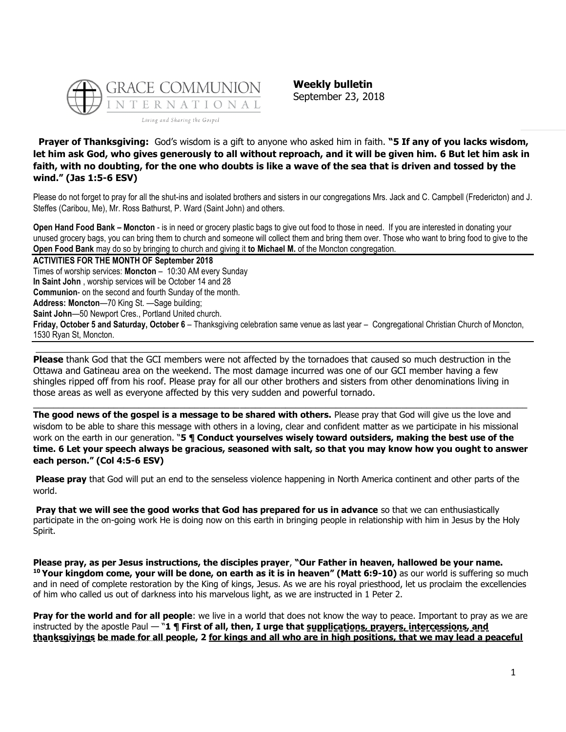GRACE COMMUNION INTERNATIONAL

*Living and Sharing the Gospel*

**Weekly bulletin**
September 23, 2018

**Prayer of Thanksgiving:** God's wisdom is a gift to anyone who asked him in faith. **"5 If any of you lacks wisdom, let him ask God, who gives generously to all without reproach, and it will be given him. 6 But let him ask in faith, with no doubting, for the one who doubts is like a wave of the sea that is driven and tossed by the wind." (Jas 1:5-6 ESV)**

Please do not forget to pray for all the shut-ins and isolated brothers and sisters in our congregations Mrs. Jack and C. Campbell (Fredericton) and J. Steffes (Caribou, Me), Mr. Ross Bathurst, P. Ward (Saint John) and others.

**Open Hand Food Bank – Moncton** - is in need or grocery plastic bags to give out food to those in need. If you are interested in donating your unused grocery bags, you can bring them to church and someone will collect them and bring them over. Those who want to bring food to give to the **Open Food Bank** may do so by bringing to church and giving it **to Michael M.** of the Moncton congregation.

**ACTIVITIES FOR THE MONTH OF September 2018**

Times of worship services: **Moncton** – 10:30 AM every Sunday

**In Saint John** , worship services will be October 14 and 28

**Communion**- on the second and fourth Sunday of the month.

**Address: Moncton**—70 King St. —Sage building;

**Saint John**—50 Newport Cres., Portland United church.

**Friday, October 5 and Saturday, October 6** – Thanksgiving celebration same venue as last year – Congregational Christian Church of Moncton, 1530 Ryan St, Moncton.

---

**Please** thank God that the GCI members were not affected by the tornadoes that caused so much destruction in the Ottawa and Gatineau area on the weekend. The most damage incurred was one of our GCI member having a few shingles ripped off from his roof. Please pray for all our other brothers and sisters from other denominations living in those areas as well as everyone affected by this very sudden and powerful tornado.

---

**The good news of the gospel is a message to be shared with others.** Please pray that God will give us the love and wisdom to be able to share this message with others in a loving, clear and confident matter as we participate in his missional work on the earth in our generation. "**5 ¶ Conduct yourselves wisely toward outsiders, making the best use of the time. 6 Let your speech always be gracious, seasoned with salt, so that you may know how you ought to answer each person." (Col 4:5-6 ESV)**

**Please pray** that God will put an end to the senseless violence happening in North America continent and other parts of the world.

**Pray that we will see the good works that God has prepared for us in advance** so that we can enthusiastically participate in the on-going work He is doing now on this earth in bringing people in relationship with him in Jesus by the Holy Spirit.

**Please pray, as per Jesus instructions, the disciples prayer**, **"Our Father in heaven, hallowed be your name. 10 Your kingdom come, your will be done, on earth as it is in heaven" (Matt 6:9-10)** as our world is suffering so much and in need of complete restoration by the King of kings, Jesus. As we are his royal priesthood, let us proclaim the excellencies of him who called us out of darkness into his marvelous light, as we are instructed in 1 Peter 2.

**Pray for the world and for all people**: we live in a world that does not know the way to peace. Important to pray as we are instructed by the apostle Paul — "**1 ¶ First of all, then, I urge that supplications, prayers, intercessions, and thanksgivings be made for all people, 2 for kings and all who are in high positions, that we may lead a peaceful**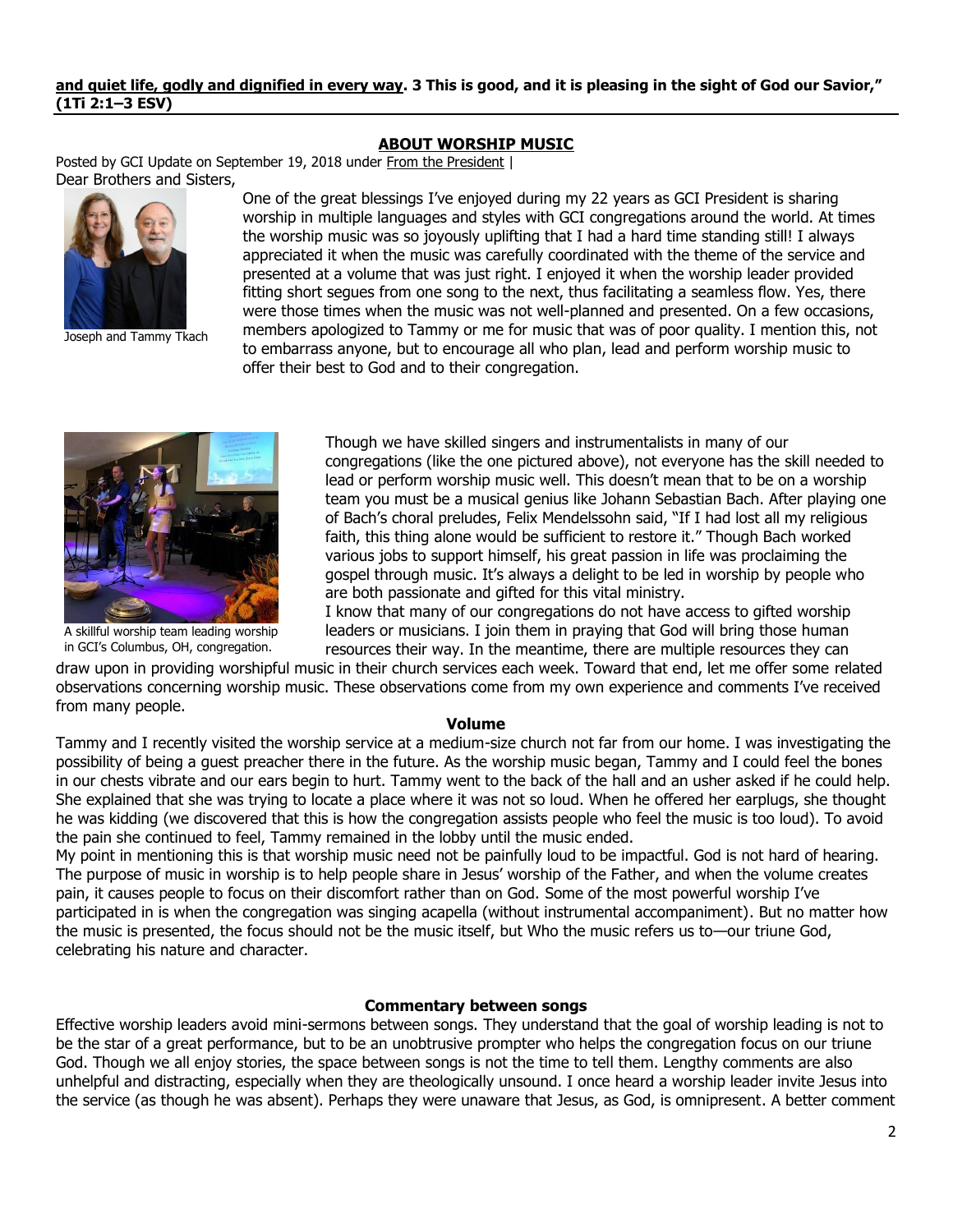**and quiet life, godly and dignified in every way. 3 This is good, and it is pleasing in the sight of God our Savior," (1Ti 2:1–3 ESV)**

## ABOUT WORSHIP MUSIC

Posted by GCI Update on September 19, 2018 under From the President |

Dear Brothers and Sisters,

Joseph and Tammy Tkach

One of the great blessings I've enjoyed during my 22 years as GCI President is sharing worship in multiple languages and styles with GCI congregations around the world. At times the worship music was so joyously uplifting that I had a hard time standing still! I always appreciated it when the music was carefully coordinated with the theme of the service and presented at a volume that was just right. I enjoyed it when the worship leader provided fitting short segues from one song to the next, thus facilitating a seamless flow. Yes, there were those times when the music was not well-planned and presented. On a few occasions, members apologized to Tammy or me for music that was of poor quality. I mention this, not to embarrass anyone, but to encourage all who plan, lead and perform worship music to offer their best to God and to their congregation.

A skillful worship team leading worship in GCI's Columbus, OH, congregation.

Though we have skilled singers and instrumentalists in many of our congregations (like the one pictured above), not everyone has the skill needed to lead or perform worship music well. This doesn't mean that to be on a worship team you must be a musical genius like Johann Sebastian Bach. After playing one of Bach's choral preludes, Felix Mendelssohn said, "If I had lost all my religious faith, this thing alone would be sufficient to restore it." Though Bach worked various jobs to support himself, his great passion in life was proclaiming the gospel through music. It's always a delight to be led in worship by people who are both passionate and gifted for this vital ministry.

I know that many of our congregations do not have access to gifted worship leaders or musicians. I join them in praying that God will bring those human resources their way. In the meantime, there are multiple resources they can draw upon in providing worshipful music in their church services each week. Toward that end, let me offer some related observations concerning worship music. These observations come from my own experience and comments I've received from many people.

### Volume

Tammy and I recently visited the worship service at a medium-size church not far from our home. I was investigating the possibility of being a guest preacher there in the future. As the worship music began, Tammy and I could feel the bones in our chests vibrate and our ears begin to hurt. Tammy went to the back of the hall and an usher asked if he could help. She explained that she was trying to locate a place where it was not so loud. When he offered her earplugs, she thought he was kidding (we discovered that this is how the congregation assists people who feel the music is too loud). To avoid the pain she continued to feel, Tammy remained in the lobby until the music ended.

My point in mentioning this is that worship music need not be painfully loud to be impactful. God is not hard of hearing. The purpose of music in worship is to help people share in Jesus' worship of the Father, and when the volume creates pain, it causes people to focus on their discomfort rather than on God. Some of the most powerful worship I've participated in is when the congregation was singing acapella (without instrumental accompaniment). But no matter how the music is presented, the focus should not be the music itself, but Who the music refers us to—our triune God, celebrating his nature and character.

### Commentary between songs

Effective worship leaders avoid mini-sermons between songs. They understand that the goal of worship leading is not to be the star of a great performance, but to be an unobtrusive prompter who helps the congregation focus on our triune God. Though we all enjoy stories, the space between songs is not the time to tell them. Lengthy comments are also unhelpful and distracting, especially when they are theologically unsound. I once heard a worship leader invite Jesus into the service (as though he was absent). Perhaps they were unaware that Jesus, as God, is omnipresent. A better comment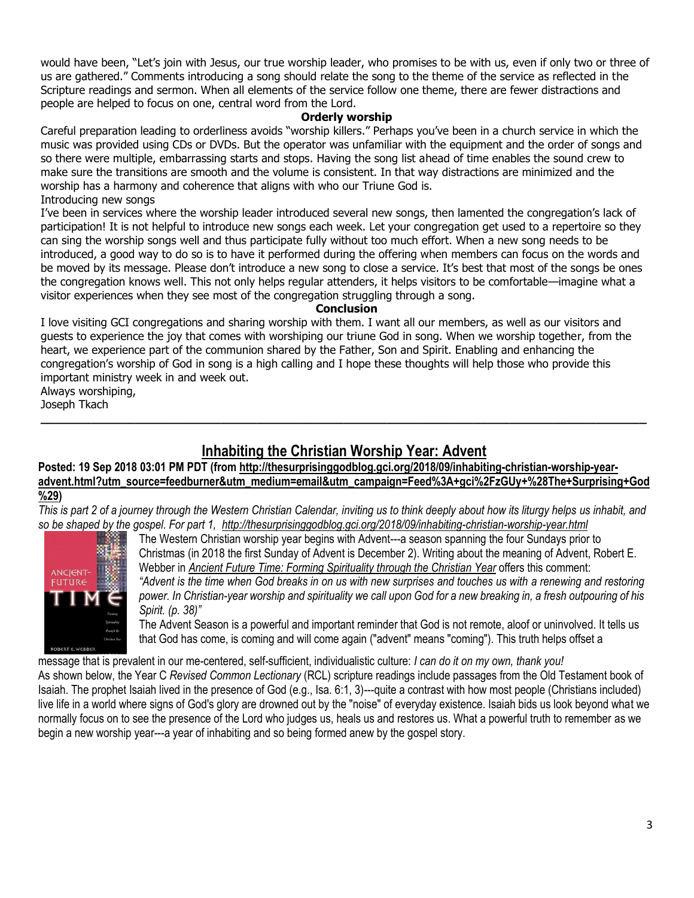would have been, "Let's join with Jesus, our true worship leader, who promises to be with us, even if only two or three of us are gathered." Comments introducing a song should relate the song to the theme of the service as reflected in the Scripture readings and sermon. When all elements of the service follow one theme, there are fewer distractions and people are helped to focus on one, central word from the Lord.

**Orderly worship**

Careful preparation leading to orderliness avoids "worship killers." Perhaps you've been in a church service in which the music was provided using CDs or DVDs. But the operator was unfamiliar with the equipment and the order of songs and so there were multiple, embarrassing starts and stops. Having the song list ahead of time enables the sound crew to make sure the transitions are smooth and the volume is consistent. In that way distractions are minimized and the worship has a harmony and coherence that aligns with who our Triune God is.

Introducing new songs

I've been in services where the worship leader introduced several new songs, then lamented the congregation's lack of participation! It is not helpful to introduce new songs each week. Let your congregation get used to a repertoire so they can sing the worship songs well and thus participate fully without too much effort. When a new song needs to be introduced, a good way to do so is to have it performed during the offering when members can focus on the words and be moved by its message. Please don't introduce a new song to close a service. It's best that most of the songs be ones the congregation knows well. This not only helps regular attenders, it helps visitors to be comfortable—imagine what a visitor experiences when they see most of the congregation struggling through a song.

**Conclusion**

I love visiting GCI congregations and sharing worship with them. I want all our members, as well as our visitors and guests to experience the joy that comes with worshiping our triune God in song. When we worship together, from the heart, we experience part of the communion shared by the Father, Son and Spirit. Enabling and enhancing the congregation's worship of God in song is a high calling and I hope these thoughts will help those who provide this important ministry week in and week out.

Always worshiping,
Joseph Tkach

---

## Inhabiting the Christian Worship Year: Advent

**Posted: 19 Sep 2018 03:01 PM PDT (from http://thesurprisinggodblog.gci.org/2018/09/inhabiting-christian-worship-year-advent.html?utm_source=feedburner&utm_medium=email&utm_campaign=Feed%3A+gci%2FzGUy+%28The+Surprising+God%29)**

*This is part 2 of a journey through the Western Christian Calendar, inviting us to think deeply about how its liturgy helps us inhabit, and so be shaped by the gospel. For part 1, http://thesurprisinggodblog.gci.org/2018/09/inhabiting-christian-worship-year.html*

The Western Christian worship year begins with Advent---a season spanning the four Sundays prior to Christmas (in 2018 the first Sunday of Advent is December 2). Writing about the meaning of Advent, Robert E. Webber in *Ancient Future Time: Forming Spirituality through the Christian Year* offers this comment:

*"Advent is the time when God breaks in on us with new surprises and touches us with a renewing and restoring power. In Christian-year worship and spirituality we call upon God for a new breaking in, a fresh outpouring of his Spirit. (p. 38)"*

The Advent Season is a powerful and important reminder that God is not remote, aloof or uninvolved. It tells us that God has come, is coming and will come again ("advent" means "coming"). This truth helps offset a message that is prevalent in our me-centered, self-sufficient, individualistic culture: *I can do it on my own, thank you!*

As shown below, the Year C *Revised Common Lectionary* (RCL) scripture readings include passages from the Old Testament book of Isaiah. The prophet Isaiah lived in the presence of God (e.g., Isa. 6:1, 3)---quite a contrast with how most people (Christians included) live life in a world where signs of God's glory are drowned out by the "noise" of everyday existence. Isaiah bids us look beyond what we normally focus on to see the presence of the Lord who judges us, heals us and restores us. What a powerful truth to remember as we begin a new worship year---a year of inhabiting and so being formed anew by the gospel story.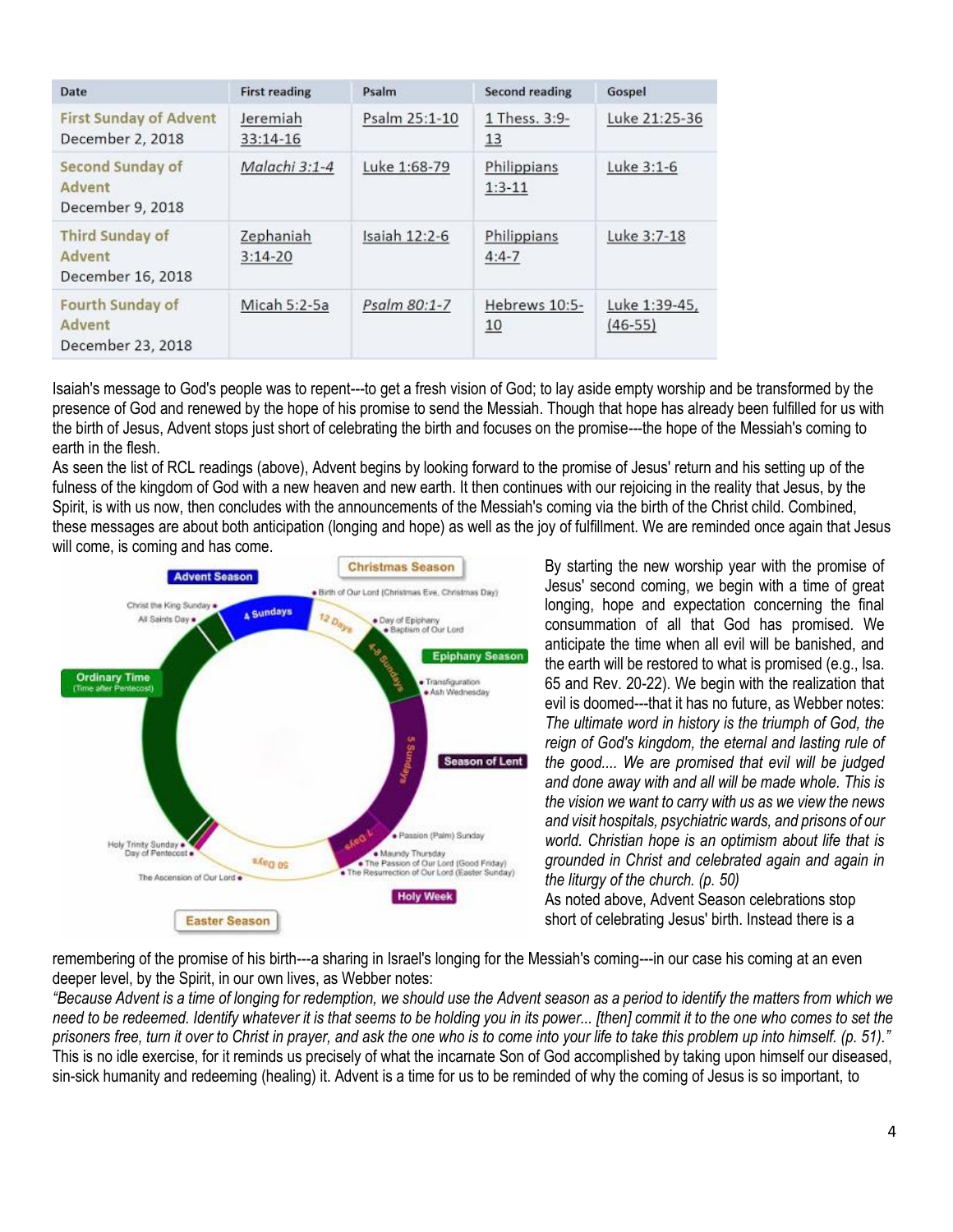| Date | First reading | Psalm | Second reading | Gospel |
| --- | --- | --- | --- | --- |
| First Sunday of Advent December 2, 2018 | Jeremiah 33:14-16 | Psalm 25:1-10 | 1 Thess. 3:9-13 | Luke 21:25-36 |
| Second Sunday of Advent December 9, 2018 | *Malachi 3:1-4* | Luke 1:68-79 | Philippians 1:3-11 | Luke 3:1-6 |
| Third Sunday of Advent December 16, 2018 | Zephaniah 3:14-20 | Isaiah 12:2-6 | Philippians 4:4-7 | Luke 3:7-18 |
| Fourth Sunday of Advent December 23, 2018 | Micah 5:2-5a | *Psalm 80:1-7* | Hebrews 10:5-10 | Luke 1:39-45, (46-55) |

Isaiah's message to God's people was to repent---to get a fresh vision of God; to lay aside empty worship and be transformed by the presence of God and renewed by the hope of his promise to send the Messiah. Though that hope has already been fulfilled for us with the birth of Jesus, Advent stops just short of celebrating the birth and focuses on the promise---the hope of the Messiah's coming to earth in the flesh.

As seen the list of RCL readings (above), Advent begins by looking forward to the promise of Jesus' return and his setting up of the fulness of the kingdom of God with a new heaven and new earth. It then continues with our rejoicing in the reality that Jesus, by the Spirit, is with us now, then concludes with the announcements of the Messiah's coming via the birth of the Christ child. Combined, these messages are about both anticipation (longing and hope) as well as the joy of fulfillment. We are reminded once again that Jesus will come, is coming and has come.

By starting the new worship year with the promise of Jesus' second coming, we begin with a time of great longing, hope and expectation concerning the final consummation of all that God has promised. We anticipate the time when all evil will be banished, and the earth will be restored to what is promised (e.g., Isa. 65 and Rev. 20-22). We begin with the realization that evil is doomed---that it has no future, as Webber notes: *The ultimate word in history is the triumph of God, the reign of God's kingdom, the eternal and lasting rule of the good.... We are promised that evil will be judged and done away with and all will be made whole. This is the vision we want to carry with us as we view the news and visit hospitals, psychiatric wards, and prisons of our world. Christian hope is an optimism about life that is grounded in Christ and celebrated again and again in the liturgy of the church. (p. 50)*

As noted above, Advent Season celebrations stop short of celebrating Jesus' birth. Instead there is a remembering of the promise of his birth---a sharing in Israel's longing for the Messiah's coming---in our case his coming at an even deeper level, by the Spirit, in our own lives, as Webber notes:

*"Because Advent is a time of longing for redemption, we should use the Advent season as a period to identify the matters from which we need to be redeemed. Identify whatever it is that seems to be holding you in its power... [then] commit it to the one who comes to set the prisoners free, turn it over to Christ in prayer, and ask the one who is to come into your life to take this problem up into himself. (p. 51)."*

This is no idle exercise, for it reminds us precisely of what the incarnate Son of God accomplished by taking upon himself our diseased, sin-sick humanity and redeeming (healing) it. Advent is a time for us to be reminded of why the coming of Jesus is so important, to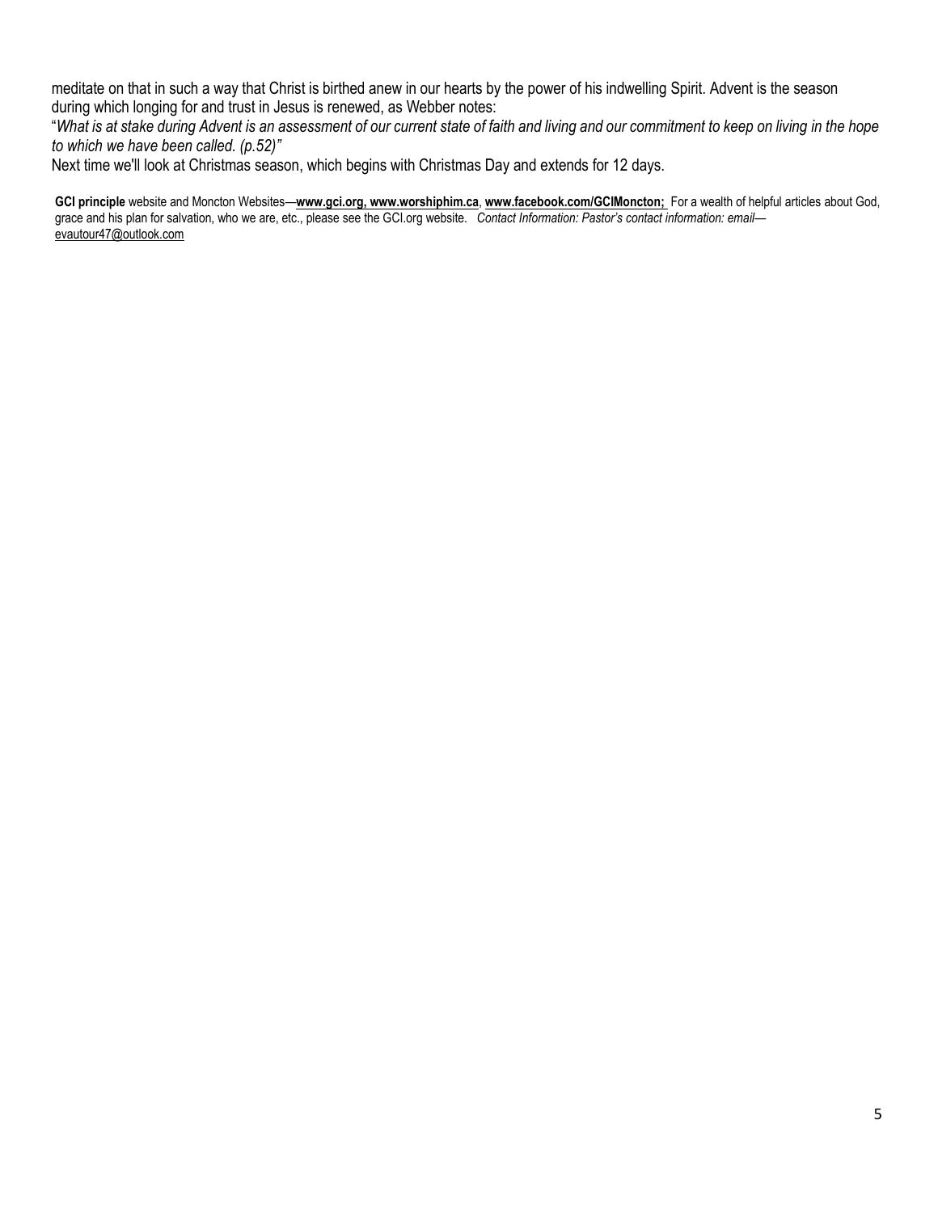meditate on that in such a way that Christ is birthed anew in our hearts by the power of his indwelling Spirit. Advent is the season during which longing for and trust in Jesus is renewed, as Webber notes:

"*What is at stake during Advent is an assessment of our current state of faith and living and our commitment to keep on living in the hope to which we have been called. (p.52)"*

Next time we'll look at Christmas season, which begins with Christmas Day and extends for 12 days.

**GCI principle** website and Moncton Websites—**www.gci.org, www.worshiphim.ca**, **www.facebook.com/GCIMoncton;** For a wealth of helpful articles about God, grace and his plan for salvation, who we are, etc., please see the GCI.org website. *Contact Information: Pastor's contact information: email—* evautour47@outlook.com